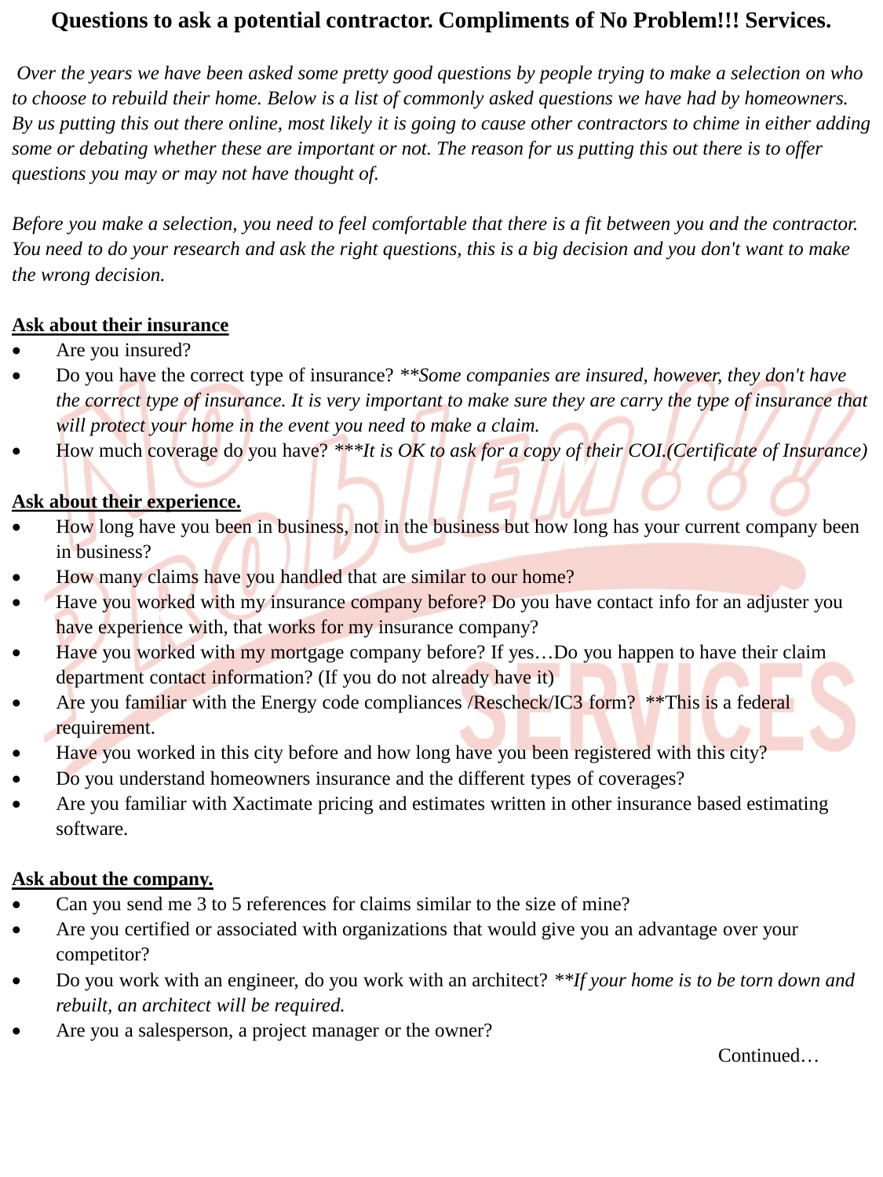# Questions to ask a potential contractor. Compliments of No Problem!!! Services.

*Over the years we have been asked some pretty good questions by people trying to make a selection on who to choose to rebuild their home. Below is a list of commonly asked questions we have had by homeowners. By us putting this out there online, most likely it is going to cause other contractors to chime in either adding some or debating whether these are important or not. The reason for us putting this out there is to offer questions you may or may not have thought of.*

*Before you make a selection, you need to feel comfortable that there is a fit between you and the contractor. You need to do your research and ask the right questions, this is a big decision and you don't want to make the wrong decision.*

**Ask about their insurance**

- Are you insured?
- Do you have the correct type of insurance? *\*\*Some companies are insured, however, they don't have the correct type of insurance. It is very important to make sure they are carry the type of insurance that will protect your home in the event you need to make a claim.*
- How much coverage do you have? *\*\*\*It is OK to ask for a copy of their COI.(Certificate of Insurance)*

**Ask about their experience.**

- How long have you been in business, not in the business but how long has your current company been in business?
- How many claims have you handled that are similar to our home?
- Have you worked with my insurance company before? Do you have contact info for an adjuster you have experience with, that works for my insurance company?
- Have you worked with my mortgage company before? If yes…Do you happen to have their claim department contact information? (If you do not already have it)
- Are you familiar with the Energy code compliances /Rescheck/IC3 form? \*\*This is a federal requirement.
- Have you worked in this city before and how long have you been registered with this city?
- Do you understand homeowners insurance and the different types of coverages?
- Are you familiar with Xactimate pricing and estimates written in other insurance based estimating software.

**Ask about the company.**

- Can you send me 3 to 5 references for claims similar to the size of mine?
- Are you certified or associated with organizations that would give you an advantage over your competitor?
- Do you work with an engineer, do you work with an architect? *\*\*If your home is to be torn down and rebuilt, an architect will be required.*
- Are you a salesperson, a project manager or the owner?

Continued…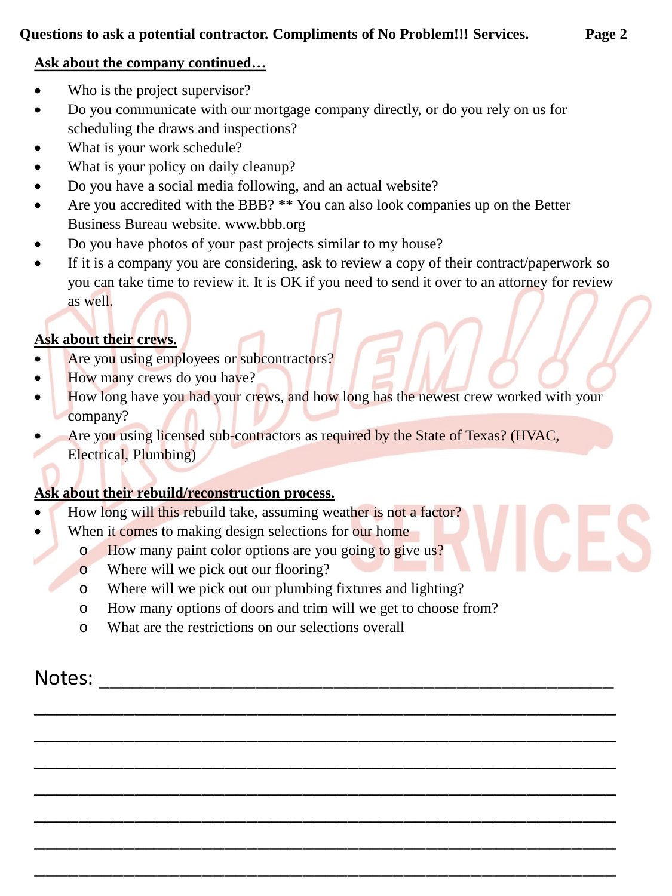**Ask about the company continued…**

- Who is the project supervisor?
- Do you communicate with our mortgage company directly, or do you rely on us for scheduling the draws and inspections?
- What is your work schedule?
- What is your policy on daily cleanup?
- Do you have a social media following, and an actual website?
- Are you accredited with the BBB? ** You can also look companies up on the Better Business Bureau website. www.bbb.org
- Do you have photos of your past projects similar to my house?
- If it is a company you are considering, ask to review a copy of their contract/paperwork so you can take time to review it. It is OK if you need to send it over to an attorney for review as well.

**Ask about their crews.**

- Are you using employees or subcontractors?
- How many crews do you have?
- How long have you had your crews, and how long has the newest crew worked with your company?
- Are you using licensed sub-contractors as required by the State of Texas? (HVAC, Electrical, Plumbing)

**Ask about their rebuild/reconstruction process.**

- How long will this rebuild take, assuming weather is not a factor?
- When it comes to making design selections for our home
  - How many paint color options are you going to give us?
  - Where will we pick out our flooring?
  - Where will we pick out our plumbing fixtures and lighting?
  - How many options of doors and trim will we get to choose from?
  - What are the restrictions on our selections overall

Notes: ____________________________________________

____________________________________________________

____________________________________________________

____________________________________________________

____________________________________________________

____________________________________________________

____________________________________________________

____________________________________________________